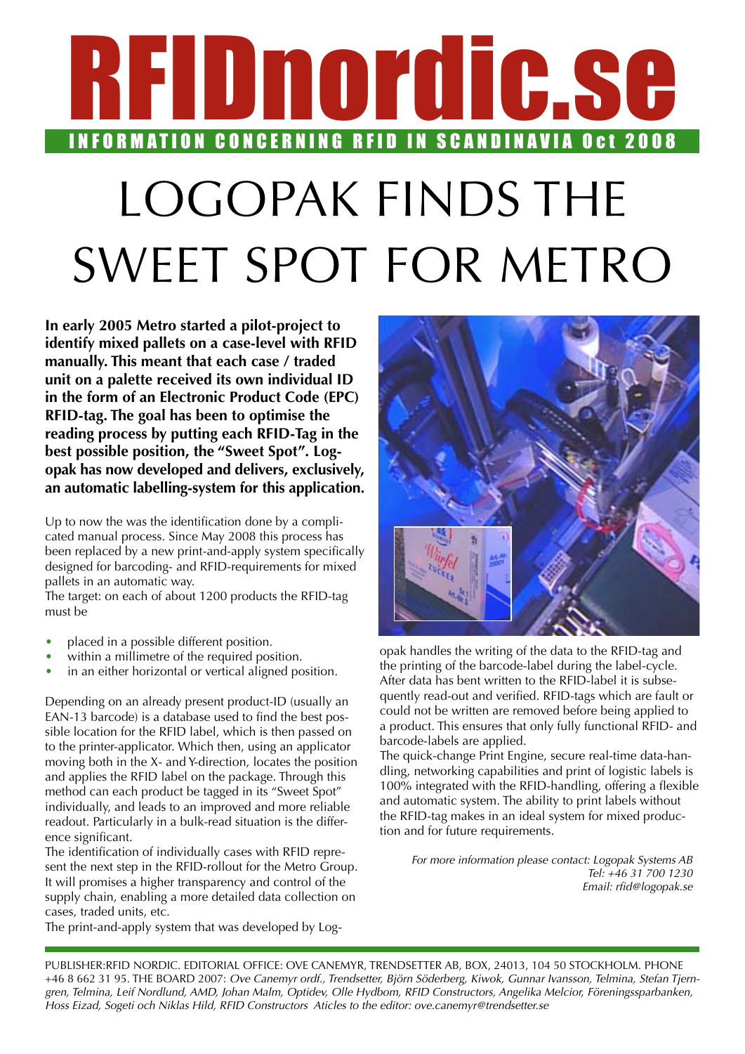# RFIDnordic.se

INFORMATION CONCERNING RFID IN SCANDINAVIA Oct 2008

# LOGOPAK FINDS THE SWEET SPOT FOR METRO

**In early 2005 Metro started a pilot-project to identify mixed pallets on a case-level with RFID manually. This meant that each case / traded unit on a palette received its own individual ID in the form of an Electronic Product Code (EPC) RFID-tag. The goal has been to optimise the reading process by putting each RFID-Tag in the best possible position, the "Sweet Spot". Logopak has now developed and delivers, exclusively, an automatic labelling-system for this application.**

Up to now the was the identification done by a complicated manual process. Since May 2008 this process has been replaced by a new print-and-apply system specifically designed for barcoding- and RFID-requirements for mixed pallets in an automatic way.
The target: on each of about 1200 products the RFID-tag must be

- placed in a possible different position.
- within a millimetre of the required position.
- in an either horizontal or vertical aligned position.

Depending on an already present product-ID (usually an EAN-13 barcode) is a database used to find the best possible location for the RFID label, which is then passed on to the printer-applicator. Which then, using an applicator moving both in the X- and Y-direction, locates the position and applies the RFID label on the package. Through this method can each product be tagged in its "Sweet Spot" individually, and leads to an improved and more reliable readout. Particularly in a bulk-read situation is the difference significant.
The identification of individually cases with RFID represent the next step in the RFID-rollout for the Metro Group. It will promises a higher transparency and control of the supply chain, enabling a more detailed data collection on cases, traded units, etc.
The print-and-apply system that was developed by Logopak handles the writing of the data to the RFID-tag and the printing of the barcode-label during the label-cycle. After data has bent written to the RFID-label it is subsequently read-out and verified. RFID-tags which are fault or could not be written are removed before being applied to a product. This ensures that only fully functional RFID- and barcode-labels are applied.
The quick-change Print Engine, secure real-time data-handling, networking capabilities and print of logistic labels is 100% integrated with the RFID-handling, offering a flexible and automatic system. The ability to print labels without the RFID-tag makes in an ideal system for mixed production and for future requirements.

*For more information please contact: Logopak Systems AB*
*Tel: +46 31 700 1230*
*Email: rfid@logopak.se*

PUBLISHER:RFID NORDIC. EDITORIAL OFFICE: OVE CANEMYR, TRENDSETTER AB, BOX, 24013, 104 50 STOCKHOLM. PHONE +46 8 662 31 95. THE BOARD 2007: *Ove Canemyr ordf., Trendsetter, Björn Söderberg, Kiwok, Gunnar Ivansson, Telmina, Stefan Tjerngren, Telmina, Leif Nordlund, AMD, Johan Malm, Optidev, Olle Hydbom, RFID Constructors, Angelika Melcior, Föreningssparbanken, Hoss Eizad, Sogeti och Niklas Hild, RFID Constructors Aticles to the editor: ove.canemyr@trendsetter.se*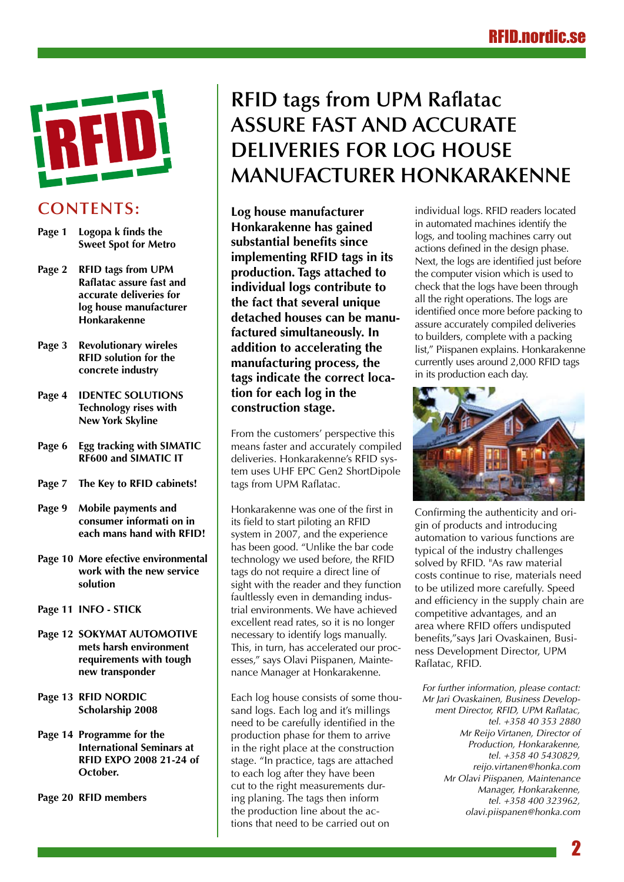# CONTENTS:

- **Page 1** Logopa k finds the Sweet Spot for Metro
- **Page 2** RFID tags from UPM Raflatac assure fast and accurate deliveries for log house manufacturer Honkarakenne
- **Page 3** Revolutionary wireles RFID solution for the concrete industry
- **Page 4** IDENTEC SOLUTIONS Technology rises with New York Skyline
- **Page 6** Egg tracking with SIMATIC RF600 and SIMATIC IT
- **Page 7** The Key to RFID cabinets!
- **Page 9** Mobile payments and consumer informati on in each mans hand with RFID!
- **Page 10** More efective environmental work with the new service solution
- **Page 11** INFO - STICK
- **Page 12** SOKYMAT AUTOMOTIVE mets harsh environment requirements with tough new transponder
- **Page 13** RFID NORDIC Scholarship 2008
- **Page 14** Programme for the International Seminars at RFID EXPO 2008 21-24 of October.
- **Page 20** RFID members

# RFID tags from UPM Raflatac ASSURE FAST AND ACCURATE DELIVERIES FOR LOG HOUSE MANUFACTURER HONKARAKENNE

**Log house manufacturer Honkarakenne has gained substantial benefits since implementing RFID tags in its production. Tags attached to individual logs contribute to the fact that several unique detached houses can be manufactured simultaneously. In addition to accelerating the manufacturing process, the tags indicate the correct location for each log in the construction stage.**

From the customers' perspective this means faster and accurately compiled deliveries. Honkarakenne's RFID system uses UHF EPC Gen2 ShortDipole tags from UPM Raflatac.

Honkarakenne was one of the first in its field to start piloting an RFID system in 2007, and the experience has been good. "Unlike the bar code technology we used before, the RFID tags do not require a direct line of sight with the reader and they function faultlessly even in demanding industrial environments. We have achieved excellent read rates, so it is no longer necessary to identify logs manually. This, in turn, has accelerated our processes," says Olavi Piispanen, Maintenance Manager at Honkarakenne.

Each log house consists of some thousand logs. Each log and it's millings need to be carefully identified in the production phase for them to arrive in the right place at the construction stage. "In practice, tags are attached to each log after they have been cut to the right measurements during planing. The tags then inform the production line about the actions that need to be carried out on individual logs. RFID readers located in automated machines identify the logs, and tooling machines carry out actions defined in the design phase. Next, the logs are identified just before the computer vision which is used to check that the logs have been through all the right operations. The logs are identified once more before packing to assure accurately compiled deliveries to builders, complete with a packing list," Piispanen explains. Honkarakenne currently uses around 2,000 RFID tags in its production each day.

Confirming the authenticity and origin of products and introducing automation to various functions are typical of the industry challenges solved by RFID. "As raw material costs continue to rise, materials need to be utilized more carefully. Speed and efficiency in the supply chain are competitive advantages, and an area where RFID offers undisputed benefits,"says Jari Ovaskainen, Business Development Director, UPM Raflatac, RFID.

*For further information, please contact:*
*Mr Jari Ovaskainen, Business Development Director, RFID, UPM Raflatac, tel. +358 40 353 2880*
*Mr Reijo Virtanen, Director of Production, Honkarakenne, tel. +358 40 5430829, reijo.virtanen@honka.com*
*Mr Olavi Piispanen, Maintenance Manager, Honkarakenne, tel. +358 400 323962, olavi.piispanen@honka.com*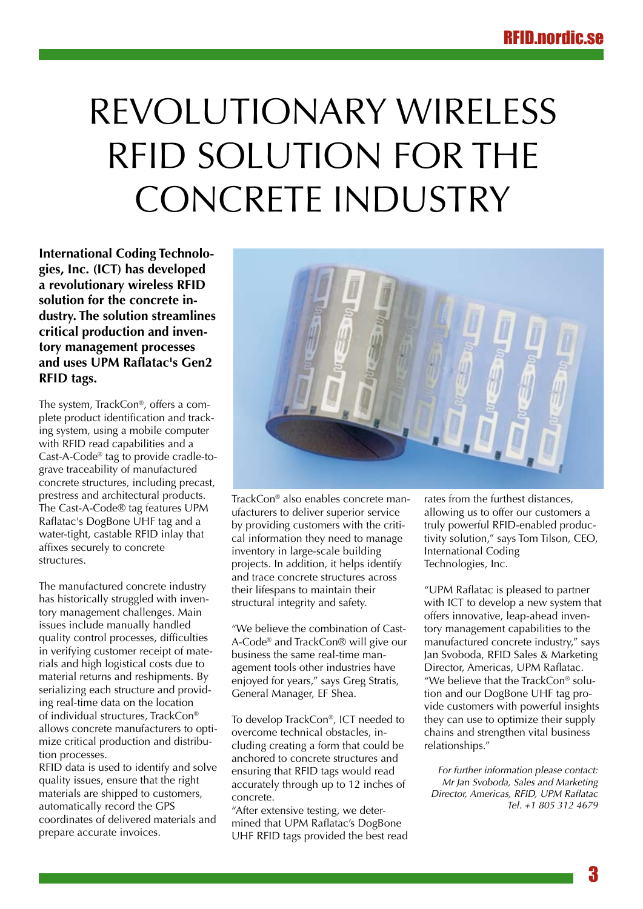# REVOLUTIONARY WIRELESS RFID SOLUTION FOR THE CONCRETE INDUSTRY

**International Coding Technologies, Inc. (ICT) has developed a revolutionary wireless RFID solution for the concrete industry. The solution streamlines critical production and inventory management processes and uses UPM Raflatac's Gen2 RFID tags.**

The system, TrackCon®, offers a complete product identification and tracking system, using a mobile computer with RFID read capabilities and a Cast-A-Code® tag to provide cradle-to-grave traceability of manufactured concrete structures, including precast, prestress and architectural products. The Cast-A-Code® tag features UPM Raflatac's DogBone UHF tag and a water-tight, castable RFID inlay that affixes securely to concrete structures.

The manufactured concrete industry has historically struggled with inventory management challenges. Main issues include manually handled quality control processes, difficulties in verifying customer receipt of materials and high logistical costs due to material returns and reshipments. By serializing each structure and providing real-time data on the location of individual structures, TrackCon® allows concrete manufacturers to optimize critical production and distribution processes.
RFID data is used to identify and solve quality issues, ensure that the right materials are shipped to customers, automatically record the GPS coordinates of delivered materials and prepare accurate invoices.

TrackCon® also enables concrete manufacturers to deliver superior service by providing customers with the critical information they need to manage inventory in large-scale building projects. In addition, it helps identify and trace concrete structures across their lifespans to maintain their structural integrity and safety.

"We believe the combination of Cast-A-Code® and TrackCon® will give our business the same real-time management tools other industries have enjoyed for years," says Greg Stratis, General Manager, EF Shea.

To develop TrackCon®, ICT needed to overcome technical obstacles, including creating a form that could be anchored to concrete structures and ensuring that RFID tags would read accurately through up to 12 inches of concrete.
"After extensive testing, we determined that UPM Raflatac's DogBone UHF RFID tags provided the best read rates from the furthest distances, allowing us to offer our customers a truly powerful RFID-enabled productivity solution," says Tom Tilson, CEO, International Coding Technologies, Inc.

"UPM Raflatac is pleased to partner with ICT to develop a new system that offers innovative, leap-ahead inventory management capabilities to the manufactured concrete industry," says Jan Svoboda, RFID Sales & Marketing Director, Americas, UPM Raflatac. "We believe that the TrackCon® solution and our DogBone UHF tag provide customers with powerful insights they can use to optimize their supply chains and strengthen vital business relationships."

*For further information please contact: Mr Jan Svoboda, Sales and Marketing Director, Americas, RFID, UPM Raflatac Tel. +1 805 312 4679*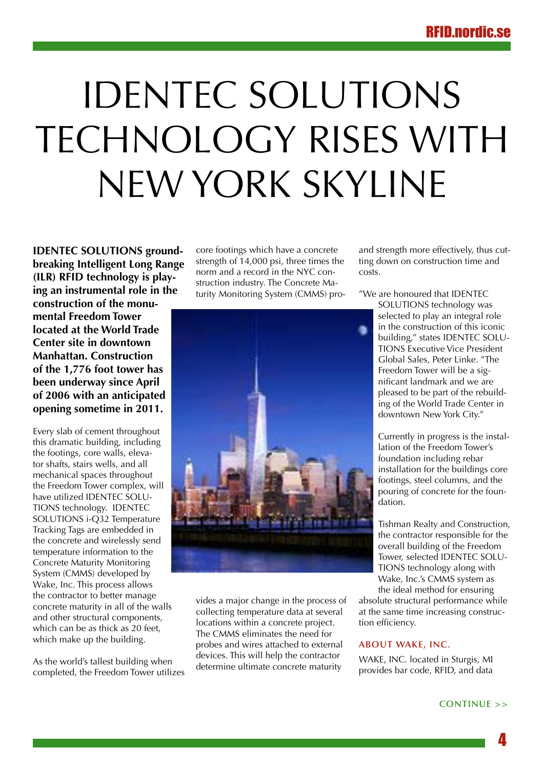# IDENTEC SOLUTIONS TECHNOLOGY RISES WITH NEW YORK SKYLINE

**IDENTEC SOLUTIONS groundbreaking Intelligent Long Range (ILR) RFID technology is playing an instrumental role in the construction of the monumental Freedom Tower located at the World Trade Center site in downtown Manhattan. Construction of the 1,776 foot tower has been underway since April of 2006 with an anticipated opening sometime in 2011.**

Every slab of cement throughout this dramatic building, including the footings, core walls, elevator shafts, stairs wells, and all mechanical spaces throughout the Freedom Tower complex, will have utilized IDENTEC SOLUTIONS technology. IDENTEC SOLUTIONS i-Q32 Temperature Tracking Tags are embedded in the concrete and wirelessly send temperature information to the Concrete Maturity Monitoring System (CMMS) developed by Wake, Inc. This process allows the contractor to better manage concrete maturity in all of the walls and other structural components, which can be as thick as 20 feet, which make up the building.

As the world's tallest building when completed, the Freedom Tower utilizes core footings which have a concrete strength of 14,000 psi, three times the norm and a record in the NYC construction industry. The Concrete Maturity Monitoring System (CMMS) provides a major change in the process of collecting temperature data at several locations within a concrete project. The CMMS eliminates the need for probes and wires attached to external devices. This will help the contractor determine ultimate concrete maturity and strength more effectively, thus cutting down on construction time and costs.

"We are honoured that IDENTEC SOLUTIONS technology was selected to play an integral role in the construction of this iconic building," states IDENTEC SOLUTIONS Executive Vice President Global Sales, Peter Linke. "The Freedom Tower will be a significant landmark and we are pleased to be part of the rebuilding of the World Trade Center in downtown New York City."

Currently in progress is the installation of the Freedom Tower's foundation including rebar installation for the buildings core footings, steel columns, and the pouring of concrete for the foundation.

Tishman Realty and Construction, the contractor responsible for the overall building of the Freedom Tower, selected IDENTEC SOLUTIONS technology along with Wake, Inc.'s CMMS system as the ideal method for ensuring absolute structural performance while at the same time increasing construction efficiency.

## ABOUT WAKE, INC.

WAKE, INC. located in Sturgis, MI provides bar code, RFID, and data

CONTINUE >>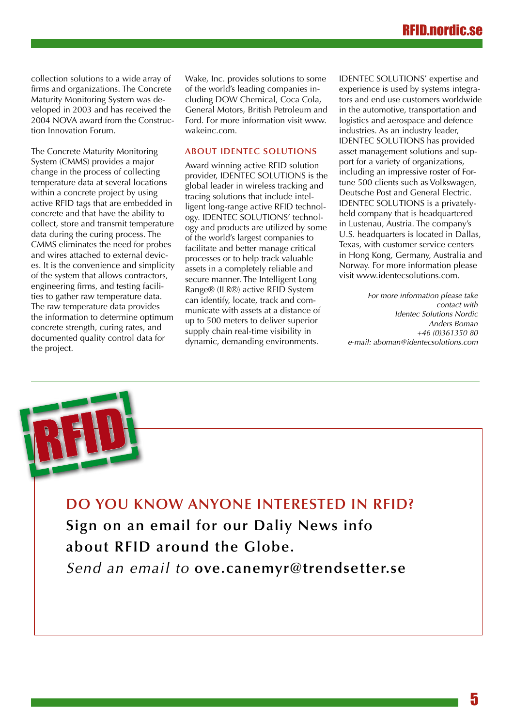collection solutions to a wide array of firms and organizations. The Concrete Maturity Monitoring System was developed in 2003 and has received the 2004 NOVA award from the Construction Innovation Forum.

The Concrete Maturity Monitoring System (CMMS) provides a major change in the process of collecting temperature data at several locations within a concrete project by using active RFID tags that are embedded in concrete and that have the ability to collect, store and transmit temperature data during the curing process. The CMMS eliminates the need for probes and wires attached to external devices. It is the convenience and simplicity of the system that allows contractors, engineering firms, and testing facilities to gather raw temperature data. The raw temperature data provides the information to determine optimum concrete strength, curing rates, and documented quality control data for the project.

Wake, Inc. provides solutions to some of the world's leading companies including DOW Chemical, Coca Cola, General Motors, British Petroleum and Ford. For more information visit www.wakeinc.com.

### ABOUT IDENTEC SOLUTIONS

Award winning active RFID solution provider, IDENTEC SOLUTIONS is the global leader in wireless tracking and tracing solutions that include intelligent long-range active RFID technology. IDENTEC SOLUTIONS' technology and products are utilized by some of the world's largest companies to facilitate and better manage critical processes or to help track valuable assets in a completely reliable and secure manner. The Intelligent Long Range® (ILR®) active RFID System can identify, locate, track and communicate with assets at a distance of up to 500 meters to deliver superior supply chain real-time visibility in dynamic, demanding environments.

IDENTEC SOLUTIONS' expertise and experience is used by systems integrators and end use customers worldwide in the automotive, transportation and logistics and aerospace and defence industries. As an industry leader, IDENTEC SOLUTIONS has provided asset management solutions and support for a variety of organizations, including an impressive roster of Fortune 500 clients such as Volkswagen, Deutsche Post and General Electric. IDENTEC SOLUTIONS is a privately-held company that is headquartered in Lustenau, Austria. The company's U.S. headquarters is located in Dallas, Texas, with customer service centers in Hong Kong, Germany, Australia and Norway. For more information please visit www.identecsolutions.com.

*For more information please take contact with*
*Identec Solutions Nordic*
*Anders Boman*
*+46 (0)361350 80*
*e-mail: aboman@identecsolutions.com*

RFID

## DO YOU KNOW ANYONE INTERESTED IN RFID?

**Sign on an email for our Daliy News info about RFID around the Globe.**

*Send an email to* **ove.canemyr@trendsetter.se**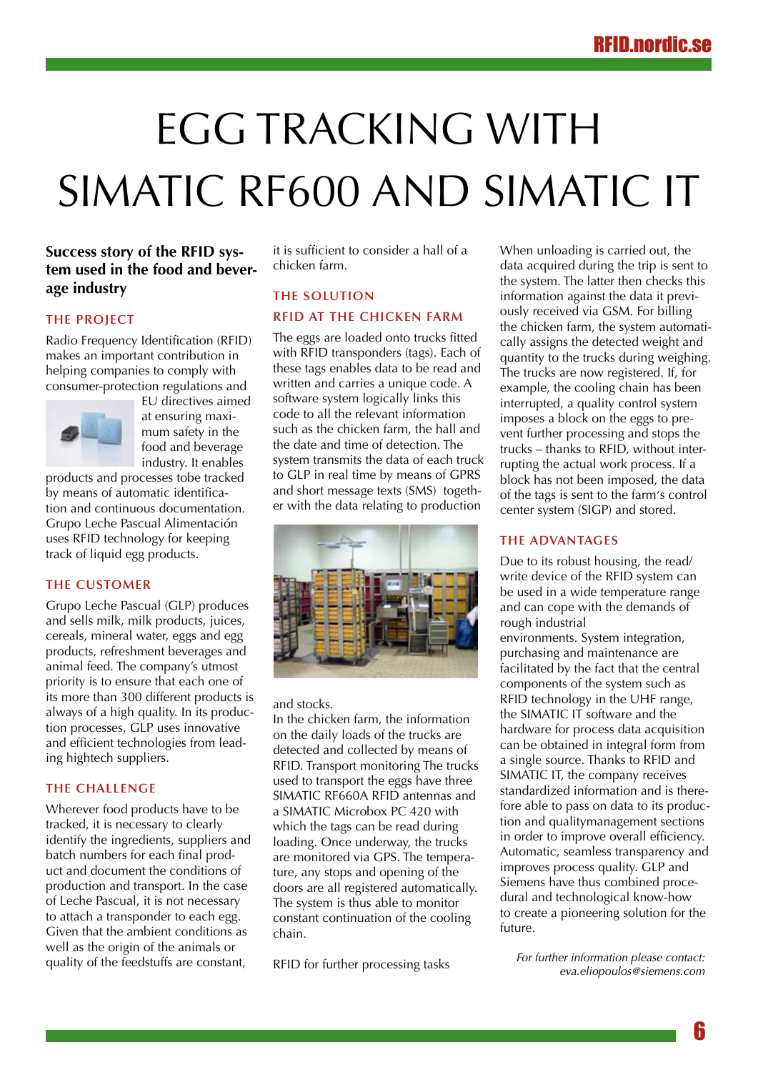# EGG TRACKING WITH SIMATIC RF600 AND SIMATIC IT

**Success story of the RFID system used in the food and beverage industry**

### THE PROJECT

Radio Frequency Identification (RFID) makes an important contribution in helping companies to comply with consumer-protection regulations and EU directives aimed at ensuring maximum safety in the food and beverage industry. It enables products and processes tobe tracked by means of automatic identification and continuous documentation. Grupo Leche Pascual Alimentación uses RFID technology for keeping track of liquid egg products.

### THE CUSTOMER

Grupo Leche Pascual (GLP) produces and sells milk, milk products, juices, cereals, mineral water, eggs and egg products, refreshment beverages and animal feed. The company's utmost priority is to ensure that each one of its more than 300 different products is always of a high quality. In its production processes, GLP uses innovative and efficient technologies from leading hightech suppliers.

### THE CHALLENGE

Wherever food products have to be tracked, it is necessary to clearly identify the ingredients, suppliers and batch numbers for each final product and document the conditions of production and transport. In the case of Leche Pascual, it is not necessary to attach a transponder to each egg. Given that the ambient conditions as well as the origin of the animals or quality of the feedstuffs are constant, it is sufficient to consider a hall of a chicken farm.

### THE SOLUTION

### RFID AT THE CHICKEN FARM

The eggs are loaded onto trucks fitted with RFID transponders (tags). Each of these tags enables data to be read and written and carries a unique code. A software system logically links this code to all the relevant information such as the chicken farm, the hall and the date and time of detection. The system transmits the data of each truck to GLP in real time by means of GPRS and short message texts (SMS) together with the data relating to production and stocks.

In the chicken farm, the information on the daily loads of the trucks are detected and collected by means of RFID. Transport monitoring The trucks used to transport the eggs have three SIMATIC RF660A RFID antennas and a SIMATIC Microbox PC 420 with which the tags can be read during loading. Once underway, the trucks are monitored via GPS. The temperature, any stops and opening of the doors are all registered automatically. The system is thus able to monitor constant continuation of the cooling chain.

RFID for further processing tasks

When unloading is carried out, the data acquired during the trip is sent to the system. The latter then checks this information against the data it previously received via GSM. For billing the chicken farm, the system automatically assigns the detected weight and quantity to the trucks during weighing. The trucks are now registered. If, for example, the cooling chain has been interrupted, a quality control system imposes a block on the eggs to prevent further processing and stops the trucks – thanks to RFID, without interrupting the actual work process. If a block has not been imposed, the data of the tags is sent to the farm's control center system (SIGP) and stored.

### THE ADVANTAGES

Due to its robust housing, the read/write device of the RFID system can be used in a wide temperature range and can cope with the demands of rough industrial environments. System integration, purchasing and maintenance are facilitated by the fact that the central components of the system such as RFID technology in the UHF range, the SIMATIC IT software and the hardware for process data acquisition can be obtained in integral form from a single source. Thanks to RFID and SIMATIC IT, the company receives standardized information and is therefore able to pass on data to its production and qualitymanagement sections in order to improve overall efficiency. Automatic, seamless transparency and improves process quality. GLP and Siemens have thus combined procedural and technological know-how to create a pioneering solution for the future.

*For further information please contact: eva.eliopoulos@siemens.com*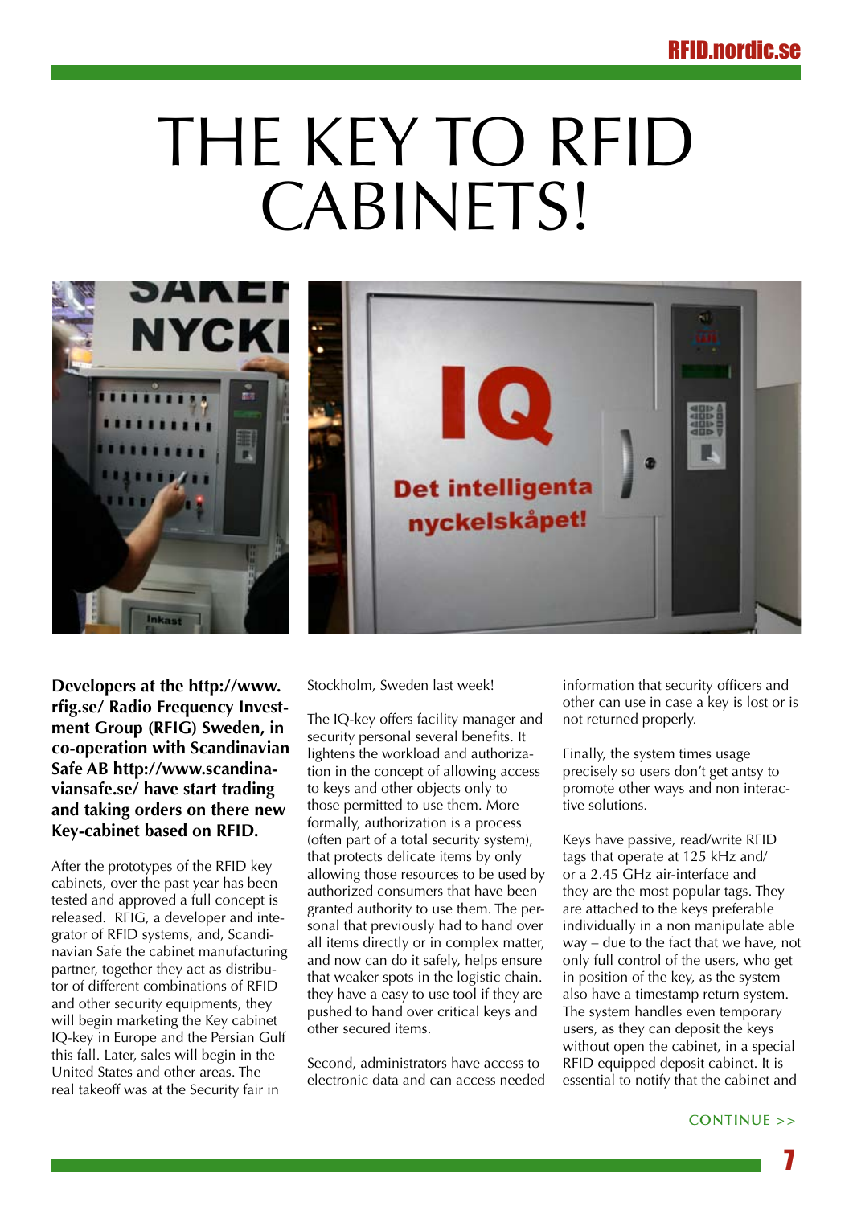# THE KEY TO RFID CABINETS!

**Developers at the http://www.rfig.se/ Radio Frequency Investment Group (RFIG) Sweden, in co-operation with Scandinavian Safe AB http://www.scandinaviansafe.se/ have start trading and taking orders on there new Key-cabinet based on RFID.**

After the prototypes of the RFID key cabinets, over the past year has been tested and approved a full concept is released. RFIG, a developer and integrator of RFID systems, and, Scandinavian Safe the cabinet manufacturing partner, together they act as distributor of different combinations of RFID and other security equipments, they will begin marketing the Key cabinet IQ-key in Europe and the Persian Gulf this fall. Later, sales will begin in the United States and other areas. The real takeoff was at the Security fair in Stockholm, Sweden last week!

The IQ-key offers facility manager and security personal several benefits. It lightens the workload and authorization in the concept of allowing access to keys and other objects only to those permitted to use them. More formally, authorization is a process (often part of a total security system), that protects delicate items by only allowing those resources to be used by authorized consumers that have been granted authority to use them. The personal that previously had to hand over all items directly or in complex matter, and now can do it safely, helps ensure that weaker spots in the logistic chain. they have a easy to use tool if they are pushed to hand over critical keys and other secured items.

Second, administrators have access to electronic data and can access needed information that security officers and other can use in case a key is lost or is not returned properly.

Finally, the system times usage precisely so users don't get antsy to promote other ways and non interactive solutions.

Keys have passive, read/write RFID tags that operate at 125 kHz and/or a 2.45 GHz air-interface and they are the most popular tags. They are attached to the keys preferable individually in a non manipulate able way – due to the fact that we have, not only full control of the users, who get in position of the key, as the system also have a timestamp return system. The system handles even temporary users, as they can deposit the keys without open the cabinet, in a special RFID equipped deposit cabinet. It is essential to notify that the cabinet and

CONTINUE >>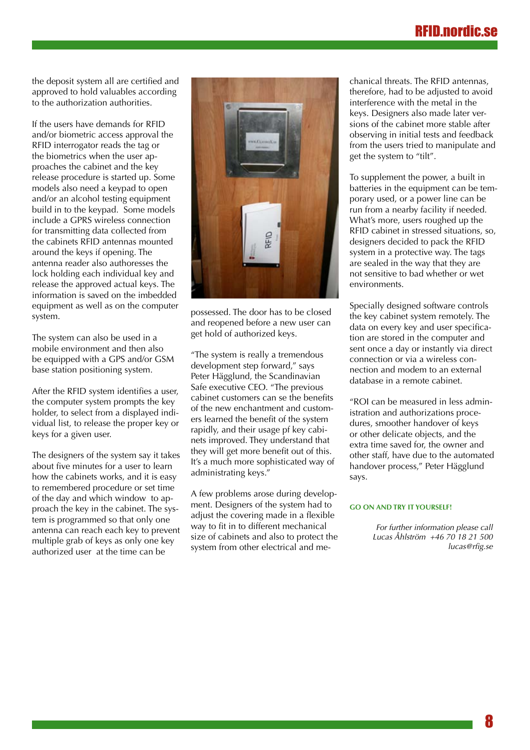the deposit system all are certified and approved to hold valuables according to the authorization authorities.

If the users have demands for RFID and/or biometric access approval the RFID interrogator reads the tag or the biometrics when the user approaches the cabinet and the key release procedure is started up. Some models also need a keypad to open and/or an alcohol testing equipment build in to the keypad. Some models include a GPRS wireless connection for transmitting data collected from the cabinets RFID antennas mounted around the keys if opening. The antenna reader also authoresses the lock holding each individual key and release the approved actual keys. The information is saved on the imbedded equipment as well as on the computer system.

The system can also be used in a mobile environment and then also be equipped with a GPS and/or GSM base station positioning system.

After the RFID system identifies a user, the computer system prompts the key holder, to select from a displayed individual list, to release the proper key or keys for a given user.

The designers of the system say it takes about five minutes for a user to learn how the cabinets works, and it is easy to remembered procedure or set time of the day and which window to approach the key in the cabinet. The system is programmed so that only one antenna can reach each key to prevent multiple grab of keys as only one key authorized user at the time can be possessed. The door has to be closed and reopened before a new user can get hold of authorized keys.

"The system is really a tremendous development step forward," says Peter Hägglund, the Scandinavian Safe executive CEO. "The previous cabinet customers can se the benefits of the new enchantment and customers learned the benefit of the system rapidly, and their usage pf key cabinets improved. They understand that they will get more benefit out of this. It's a much more sophisticated way of administrating keys."

A few problems arose during development. Designers of the system had to adjust the covering made in a flexible way to fit in to different mechanical size of cabinets and also to protect the system from other electrical and mechanical threats. The RFID antennas, therefore, had to be adjusted to avoid interference with the metal in the keys. Designers also made later versions of the cabinet more stable after observing in initial tests and feedback from the users tried to manipulate and get the system to "tilt".

To supplement the power, a built in batteries in the equipment can be temporary used, or a power line can be run from a nearby facility if needed. What's more, users roughed up the RFID cabinet in stressed situations, so, designers decided to pack the RFID system in a protective way. The tags are sealed in the way that they are not sensitive to bad whether or wet environments.

Specially designed software controls the key cabinet system remotely. The data on every key and user specification are stored in the computer and sent once a day or instantly via direct connection or via a wireless connection and modem to an external database in a remote cabinet.

"ROI can be measured in less administration and authorizations procedures, smoother handover of keys or other delicate objects, and the extra time saved for, the owner and other staff, have due to the automated handover process," Peter Hägglund says.

**GO ON AND TRY IT YOURSELF!**

*For further information please call Lucas Åhlström +46 70 18 21 500 lucas@rfig.se*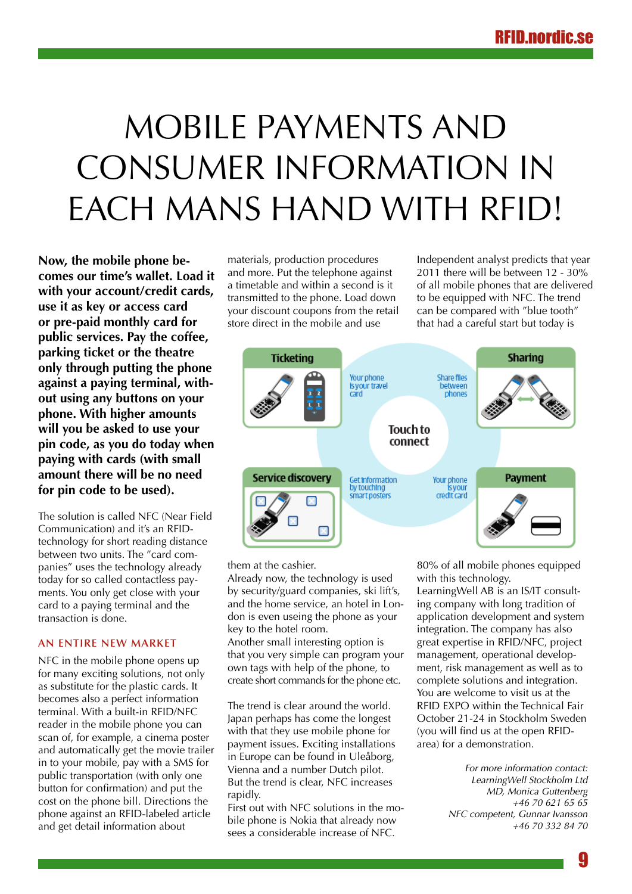# MOBILE PAYMENTS AND CONSUMER INFORMATION IN EACH MANS HAND WITH RFID!

**Now, the mobile phone becomes our time's wallet. Load it with your account/credit cards, use it as key or access card or pre-paid monthly card for public services. Pay the coffee, parking ticket or the theatre only through putting the phone against a paying terminal, without using any buttons on your phone. With higher amounts will you be asked to use your pin code, as you do today when paying with cards (with small amount there will be no need for pin code to be used).**

The solution is called NFC (Near Field Communication) and it's an RFID-technology for short reading distance between two units. The "card companies" uses the technology already today for so called contactless payments. You only get close with your card to a paying terminal and the transaction is done.

## AN ENTIRE NEW MARKET

NFC in the mobile phone opens up for many exciting solutions, not only as substitute for the plastic cards. It becomes also a perfect information terminal. With a built-in RFID/NFC reader in the mobile phone you can scan of, for example, a cinema poster and automatically get the movie trailer in to your mobile, pay with a SMS for public transportation (with only one button for confirmation) and put the cost on the phone bill. Directions the phone against an RFID-labeled article and get detail information about materials, production procedures and more. Put the telephone against a timetable and within a second is it transmitted to the phone. Load down your discount coupons from the retail store direct in the mobile and use them at the cashier.

Already now, the technology is used by security/guard companies, ski lift's, and the home service, an hotel in London is even useing the phone as your key to the hotel room.

Another small interesting option is that you very simple can program your own tags with help of the phone, to create short commands for the phone etc.

The trend is clear around the world. Japan perhaps has come the longest with that they use mobile phone for payment issues. Exciting installations in Europe can be found in Uleåborg, Vienna and a number Dutch pilot. But the trend is clear, NFC increases rapidly.

First out with NFC solutions in the mobile phone is Nokia that already now sees a considerable increase of NFC.

Independent analyst predicts that year 2011 there will be between 12 - 30% of all mobile phones that are delivered to be equipped with NFC. The trend can be compared with "blue tooth" that had a careful start but today is 80% of all mobile phones equipped with this technology.

Ticketing
Your phone is your travel card
Sharing
Share files between phones
Touch to connect
Service discovery
Get information by touching smart posters
Payment
Your phone is your credit card

LearningWell AB is an IS/IT consulting company with long tradition of application development and system integration. The company has also great expertise in RFID/NFC, project management, operational development, risk management as well as to complete solutions and integration. You are welcome to visit us at the RFID EXPO within the Technical Fair October 21-24 in Stockholm Sweden (you will find us at the open RFID-area) for a demonstration.

*For more information contact:*
*LearningWell Stockholm Ltd*
*MD, Monica Guttenberg*
*+46 70 621 65 65*
*NFC competent, Gunnar Ivansson*
*+46 70 332 84 70*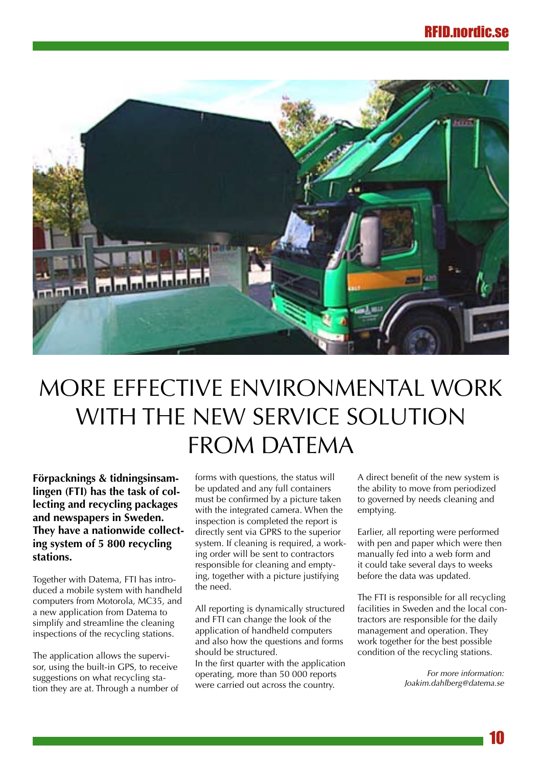# MORE EFFECTIVE ENVIRONMENTAL WORK WITH THE NEW SERVICE SOLUTION FROM DATEMA

**Förpacknings & tidningsinsamlingen (FTI) has the task of collecting and recycling packages and newspapers in Sweden. They have a nationwide collecting system of 5 800 recycling stations.**

Together with Datema, FTI has introduced a mobile system with handheld computers from Motorola, MC35, and a new application from Datema to simplify and streamline the cleaning inspections of the recycling stations.

The application allows the supervisor, using the built-in GPS, to receive suggestions on what recycling station they are at. Through a number of forms with questions, the status will be updated and any full containers must be confirmed by a picture taken with the integrated camera. When the inspection is completed the report is directly sent via GPRS to the superior system. If cleaning is required, a working order will be sent to contractors responsible for cleaning and emptying, together with a picture justifying the need.

All reporting is dynamically structured and FTI can change the look of the application of handheld computers and also how the questions and forms should be structured.
In the first quarter with the application operating, more than 50 000 reports were carried out across the country.

A direct benefit of the new system is the ability to move from periodized to governed by needs cleaning and emptying.

Earlier, all reporting were performed with pen and paper which were then manually fed into a web form and it could take several days to weeks before the data was updated.

The FTI is responsible for all recycling facilities in Sweden and the local contractors are responsible for the daily management and operation. They work together for the best possible condition of the recycling stations.

*For more information: Joakim.dahlberg@datema.se*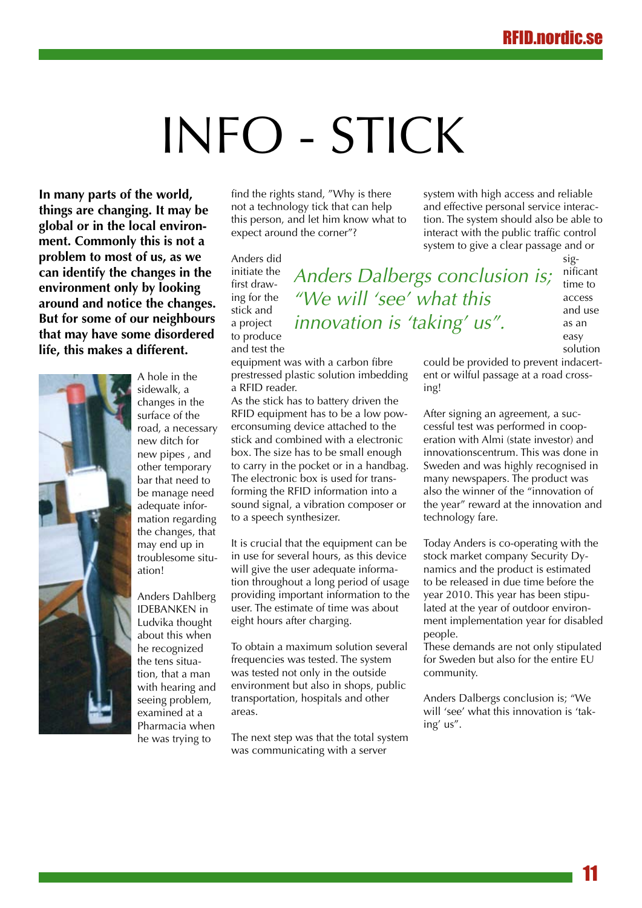# INFO - STICK

**In many parts of the world, things are changing. It may be global or in the local environment. Commonly this is not a problem to most of us, as we can identify the changes in the environment only by looking around and notice the changes. But for some of our neighbours that may have some disordered life, this makes a different.**

A hole in the sidewalk, a changes in the surface of the road, a necessary new ditch for new pipes , and other temporary bar that need to be manage need adequate information regarding the changes, that may end up in troublesome situation!

Anders Dahlberg IDEBANKEN in Ludvika thought about this when he recognized the tens situation, that a man with hearing and seeing problem, examined at a Pharmacia when he was trying to find the rights stand, "Why is there not a technology tick that can help this person, and let him know what to expect around the corner"?

Anders did initiate the first drawing for the stick and a project to produce and test the equipment was with a carbon fibre prestressed plastic solution imbedding a RFID reader.

As the stick has to battery driven the RFID equipment has to be a low powerconsuming device attached to the stick and combined with a electronic box. The size has to be small enough to carry in the pocket or in a handbag. The electronic box is used for transforming the RFID information into a sound signal, a vibration composer or to a speech synthesizer.

It is crucial that the equipment can be in use for several hours, as this device will give the user adequate information throughout a long period of usage providing important information to the user. The estimate of time was about eight hours after charging.

To obtain a maximum solution several frequencies was tested. The system was tested not only in the outside environment but also in shops, public transportation, hospitals and other areas.

The next step was that the total system was communicating with a server system with high access and reliable and effective personal service interaction. The system should also be able to interact with the public traffic control system to give a clear passage and or significant time to access and use as an easy solution could be provided to prevent indacertent or wilful passage at a road crossing!

*Anders Dalbergs conclusion is; "We will 'see' what this innovation is 'taking' us".*

After signing an agreement, a successful test was performed in cooperation with Almi (state investor) and innovationscentrum. This was done in Sweden and was highly recognised in many newspapers. The product was also the winner of the "innovation of the year" reward at the innovation and technology fare.

Today Anders is co-operating with the stock market company Security Dynamics and the product is estimated to be released in due time before the year 2010. This year has been stipulated at the year of outdoor environment implementation year for disabled people.

These demands are not only stipulated for Sweden but also for the entire EU community.

Anders Dalbergs conclusion is; "We will 'see' what this innovation is 'taking' us".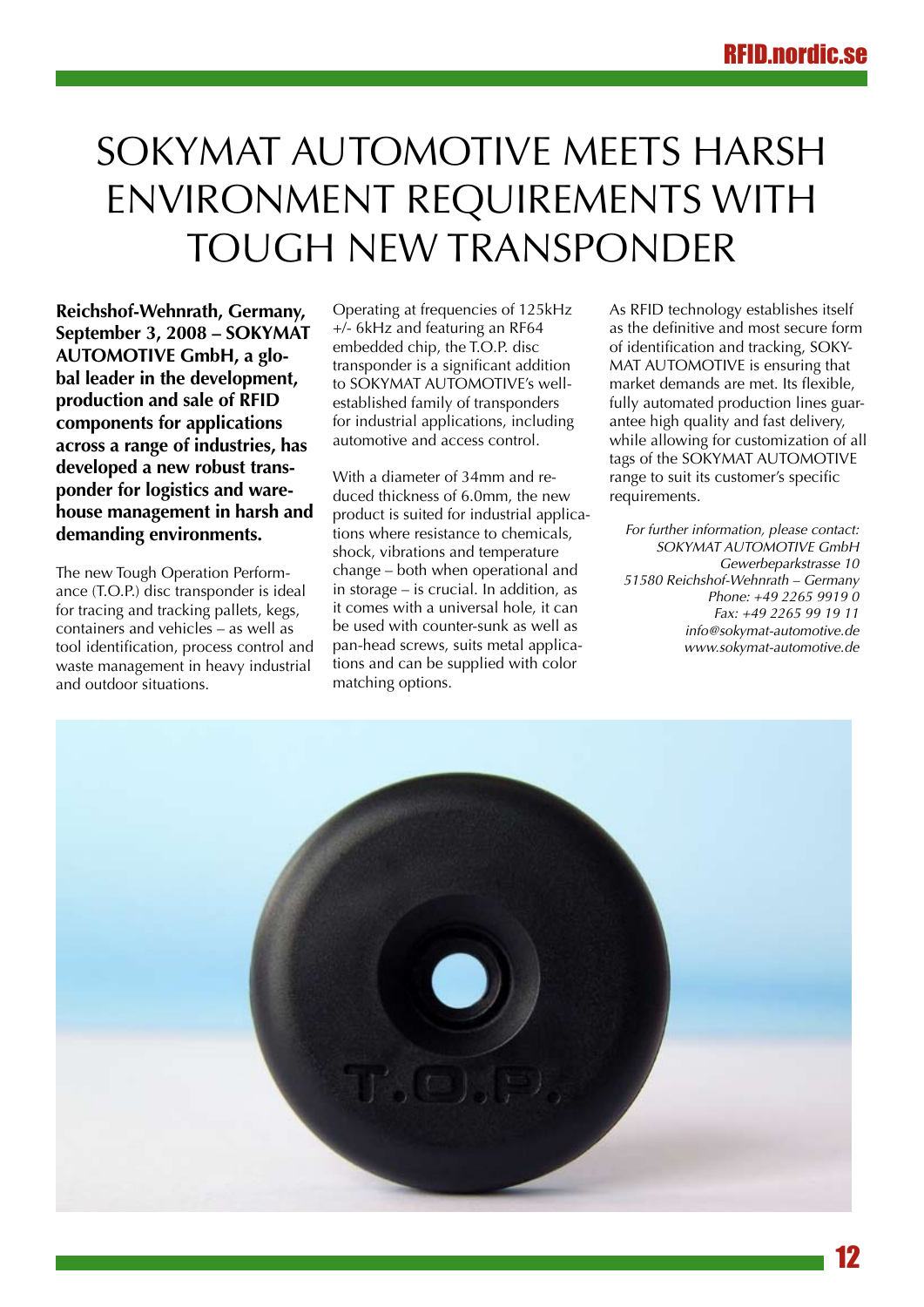# SOKYMAT AUTOMOTIVE MEETS HARSH ENVIRONMENT REQUIREMENTS WITH TOUGH NEW TRANSPONDER

**Reichshof-Wehnrath, Germany, September 3, 2008 – SOKYMAT AUTOMOTIVE GmbH, a global leader in the development, production and sale of RFID components for applications across a range of industries, has developed a new robust transponder for logistics and warehouse management in harsh and demanding environments.**

The new Tough Operation Performance (T.O.P.) disc transponder is ideal for tracing and tracking pallets, kegs, containers and vehicles – as well as tool identification, process control and waste management in heavy industrial and outdoor situations.

Operating at frequencies of 125kHz +/- 6kHz and featuring an RF64 embedded chip, the T.O.P. disc transponder is a significant addition to SOKYMAT AUTOMOTIVE's well-established family of transponders for industrial applications, including automotive and access control.

With a diameter of 34mm and reduced thickness of 6.0mm, the new product is suited for industrial applications where resistance to chemicals, shock, vibrations and temperature change – both when operational and in storage – is crucial. In addition, as it comes with a universal hole, it can be used with counter-sunk as well as pan-head screws, suits metal applications and can be supplied with color matching options.

As RFID technology establishes itself as the definitive and most secure form of identification and tracking, SOKYMAT AUTOMOTIVE is ensuring that market demands are met. Its flexible, fully automated production lines guarantee high quality and fast delivery, while allowing for customization of all tags of the SOKYMAT AUTOMOTIVE range to suit its customer's specific requirements.

*For further information, please contact:*
*SOKYMAT AUTOMOTIVE GmbH*
*Gewerbeparkstrasse 10*
*51580 Reichshof-Wehnrath – Germany*
*Phone: +49 2265 9919 0*
*Fax: +49 2265 99 19 11*
*info@sokymat-automotive.de*
*www.sokymat-automotive.de*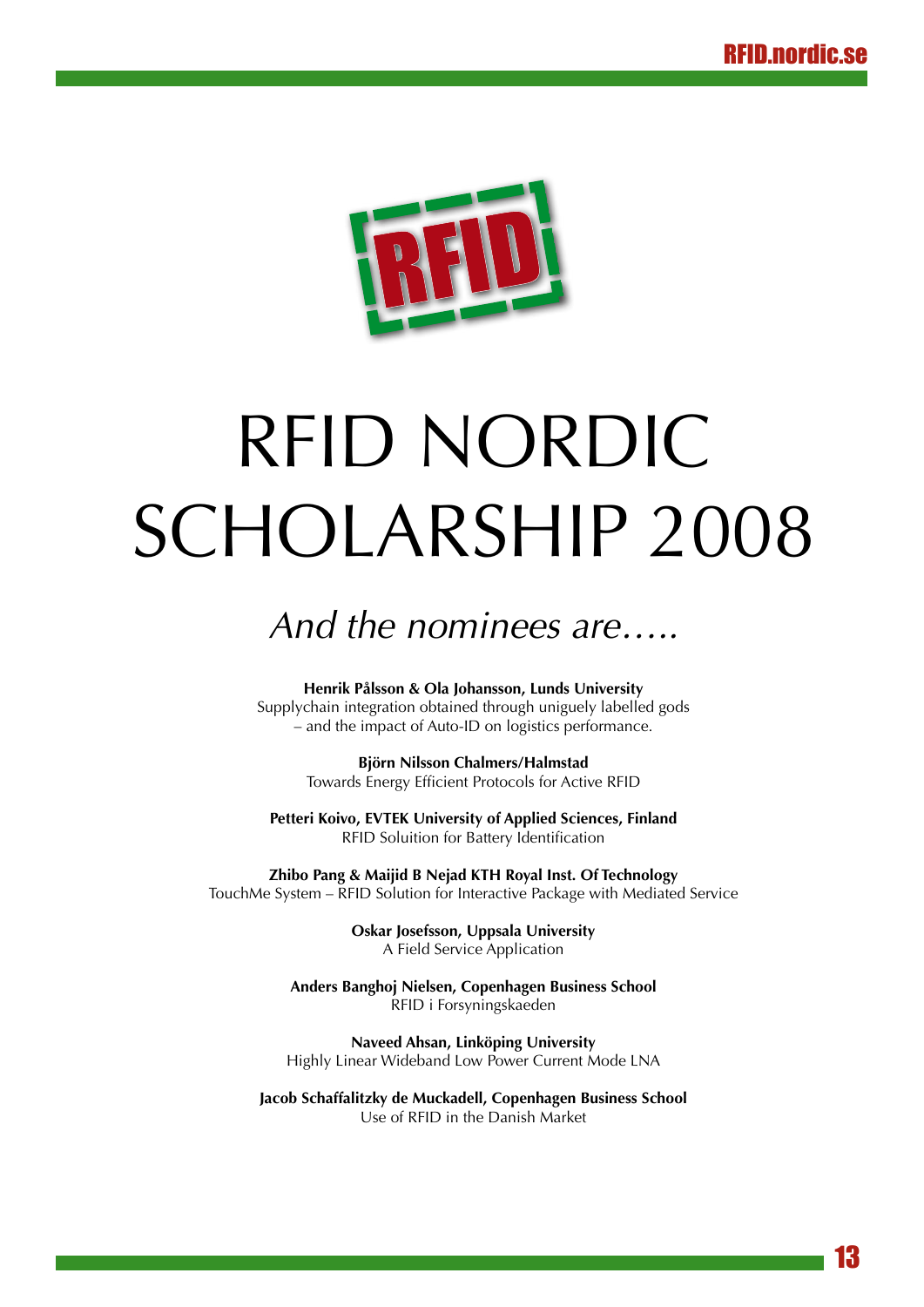# RFID NORDIC SCHOLARSHIP 2008

## *And the nominees are…..*

**Henrik Pålsson & Ola Johansson, Lunds University**
Supplychain integration obtained through uniguely labelled gods
– and the impact of Auto-ID on logistics performance.

**Björn Nilsson Chalmers/Halmstad**
Towards Energy Efficient Protocols for Active RFID

**Petteri Koivo, EVTEK University of Applied Sciences, Finland**
RFID Soluition for Battery Identification

**Zhibo Pang & Maijid B Nejad KTH Royal Inst. Of Technology**
TouchMe System – RFID Solution for Interactive Package with Mediated Service

**Oskar Josefsson, Uppsala University**
A Field Service Application

**Anders Banghoj Nielsen, Copenhagen Business School**
RFID i Forsyningskaeden

**Naveed Ahsan, Linköping University**
Highly Linear Wideband Low Power Current Mode LNA

**Jacob Schaffalitzky de Muckadell, Copenhagen Business School**
Use of RFID in the Danish Market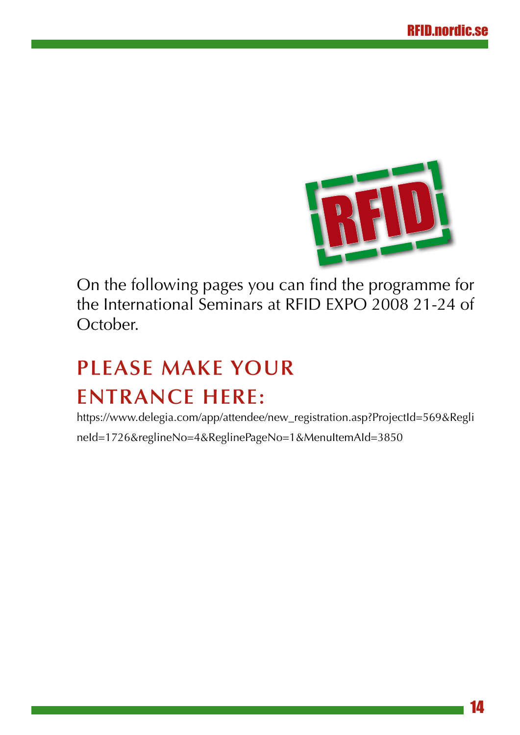On the following pages you can find the programme for the International Seminars at RFID EXPO 2008 21-24 of October.

## PLEASE MAKE YOUR ENTRANCE HERE:

https://www.delegia.com/app/attendee/new_registration.asp?ProjectId=569&RegIineId=1726&reglineNo=4&ReglinePageNo=1&MenuItemAId=3850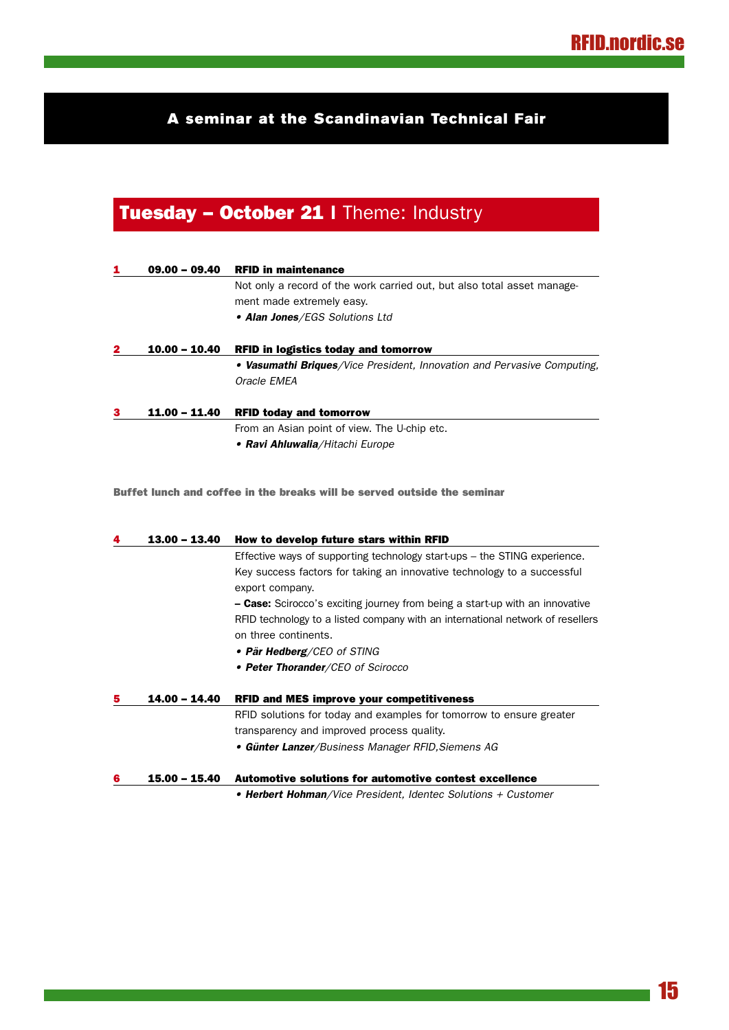## A seminar at the Scandinavian Technical Fair

# Tuesday – October 21 I Theme: Industry

**1 09.00 – 09.40 RFID in maintenance**

Not only a record of the work carried out, but also total asset management made extremely easy.

• ***Alan Jones****/EGS Solutions Ltd*

**2 10.00 – 10.40 RFID in logistics today and tomorrow**

• ***Vasumathi Briques****/Vice President, Innovation and Pervasive Computing, Oracle EMEA*

**3 11.00 – 11.40 RFID today and tomorrow**

From an Asian point of view. The U-chip etc.

• ***Ravi Ahluwalia****/Hitachi Europe*

**Buffet lunch and coffee in the breaks will be served outside the seminar**

**4 13.00 – 13.40 How to develop future stars within RFID**

Effective ways of supporting technology start-ups – the STING experience. Key success factors for taking an innovative technology to a successful export company.

– **Case:** Scirocco's exciting journey from being a start-up with an innovative RFID technology to a listed company with an international network of resellers on three continents.

• ***Pär Hedberg****/CEO of STING*

• ***Peter Thorander****/CEO of Scirocco*

**5 14.00 – 14.40 RFID and MES improve your competitiveness**

RFID solutions for today and examples for tomorrow to ensure greater transparency and improved process quality.

• ***Günter Lanzer****/Business Manager RFID,Siemens AG*

**6 15.00 – 15.40 Automotive solutions for automotive contest excellence**

• ***Herbert Hohman****/Vice President, Identec Solutions + Customer*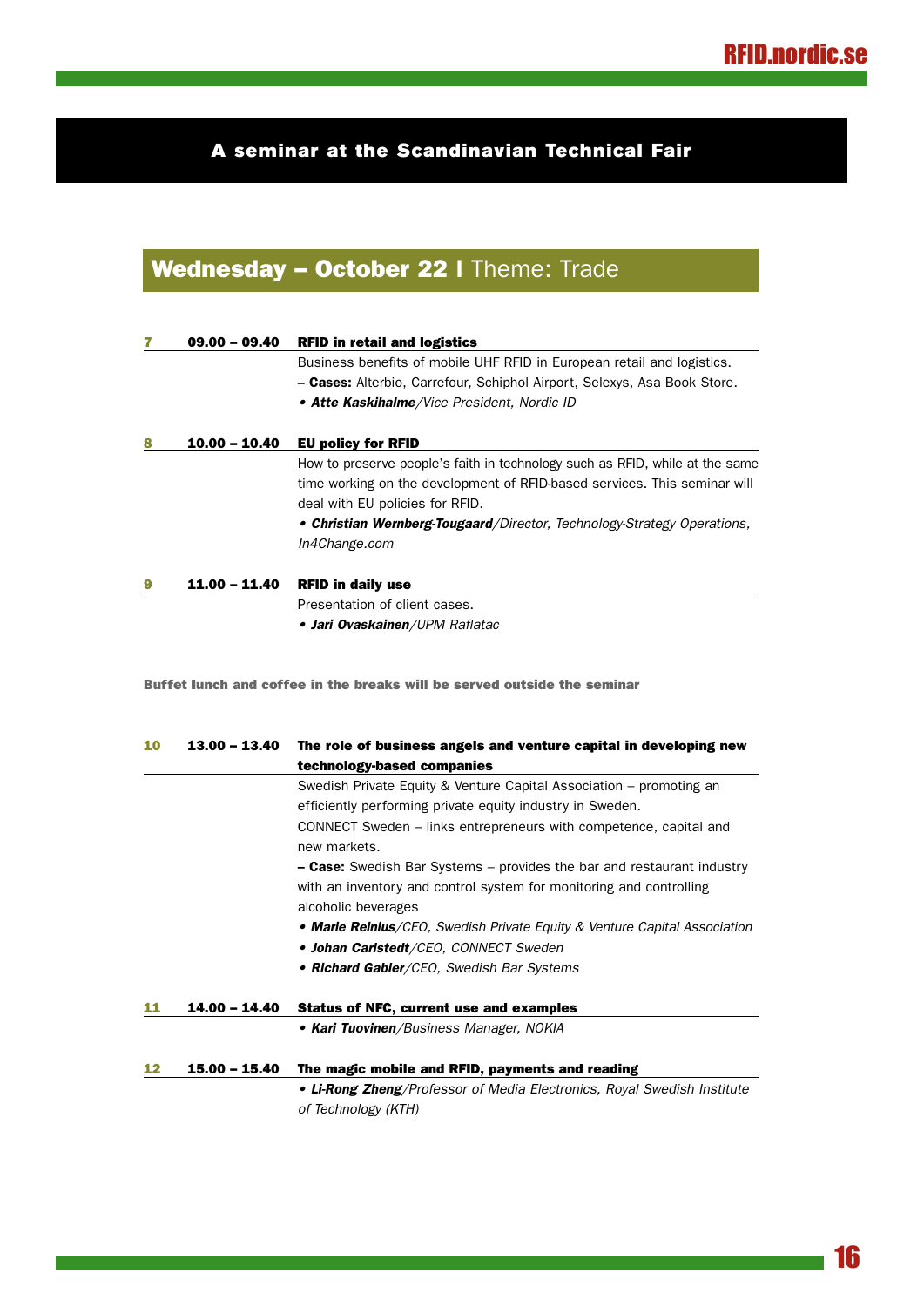## A seminar at the Scandinavian Technical Fair

## Wednesday – October 22 I Theme: Trade

**7** **09.00 – 09.40** **RFID in retail and logistics**

Business benefits of mobile UHF RFID in European retail and logistics.

**– Cases:** Alterbio, Carrefour, Schiphol Airport, Selexys, Asa Book Store.

*• **Atte Kaskihalme**/Vice President, Nordic ID*

**8** **10.00 – 10.40** **EU policy for RFID**

How to preserve people's faith in technology such as RFID, while at the same time working on the development of RFID-based services. This seminar will deal with EU policies for RFID.

*• **Christian Wernberg-Tougaard**/Director, Technology-Strategy Operations, In4Change.com*

**9** **11.00 – 11.40** **RFID in daily use**

Presentation of client cases.

*• **Jari Ovaskainen**/UPM Raflatac*

**Buffet lunch and coffee in the breaks will be served outside the seminar**

**10** **13.00 – 13.40** **The role of business angels and venture capital in developing new technology-based companies**

Swedish Private Equity & Venture Capital Association – promoting an efficiently performing private equity industry in Sweden.

CONNECT Sweden – links entrepreneurs with competence, capital and new markets.

**– Case:** Swedish Bar Systems – provides the bar and restaurant industry with an inventory and control system for monitoring and controlling alcoholic beverages

*• **Marie Reinius**/CEO, Swedish Private Equity & Venture Capital Association*

*• **Johan Carlstedt**/CEO, CONNECT Sweden*

*• **Richard Gabler**/CEO, Swedish Bar Systems*

**11** **14.00 – 14.40** **Status of NFC, current use and examples**

*• **Kari Tuovinen**/Business Manager, NOKIA*

**12** **15.00 – 15.40** **The magic mobile and RFID, payments and reading**

*• **Li-Rong Zheng**/Professor of Media Electronics, Royal Swedish Institute of Technology (KTH)*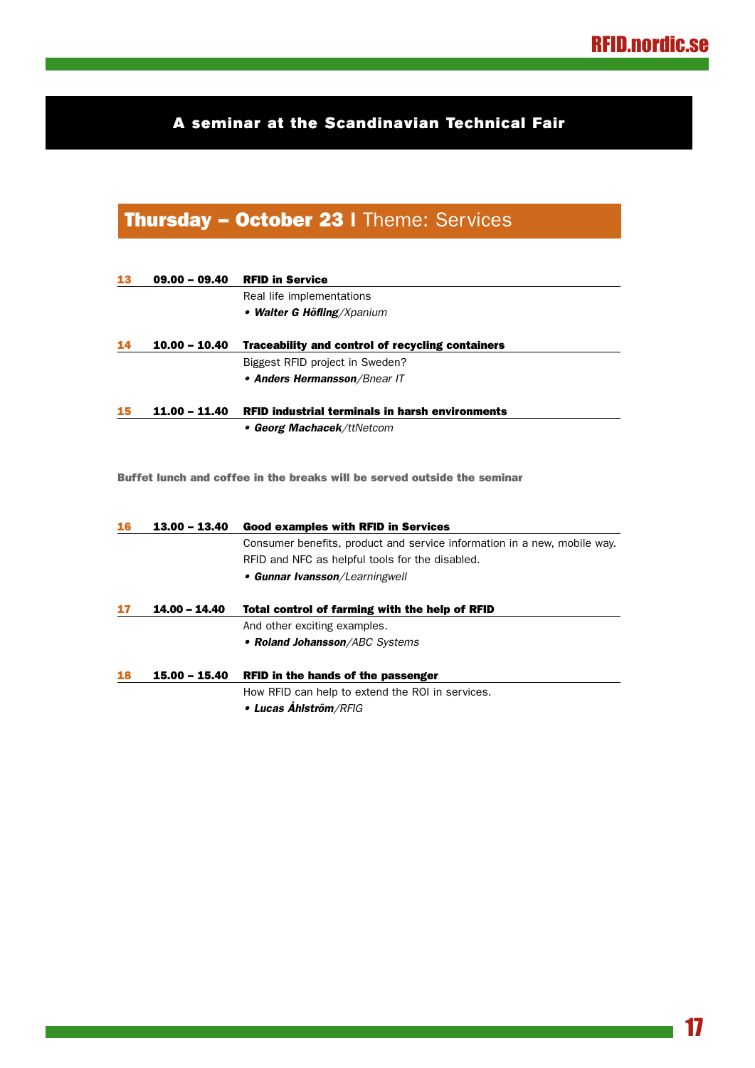## A seminar at the Scandinavian Technical Fair

## Thursday – October 23 | Theme: Services

**13** **09.00 – 09.40** **RFID in Service**

Real life implementations

• ***Walter G Höfling***/*Xpanium*

**14** **10.00 – 10.40** **Traceability and control of recycling containers**

Biggest RFID project in Sweden?

• ***Anders Hermansson***/*Bnear IT*

**15** **11.00 – 11.40** **RFID industrial terminals in harsh environments**

• ***Georg Machacek***/*ttNetcom*

**Buffet lunch and coffee in the breaks will be served outside the seminar**

**16** **13.00 – 13.40** **Good examples with RFID in Services**

Consumer benefits, product and service information in a new, mobile way.
RFID and NFC as helpful tools for the disabled.

• ***Gunnar Ivansson***/*Learningwell*

**17** **14.00 – 14.40** **Total control of farming with the help of RFID**

And other exciting examples.

• ***Roland Johansson***/*ABC Systems*

**18** **15.00 – 15.40** **RFID in the hands of the passenger**

How RFID can help to extend the ROI in services.

• ***Lucas Åhlström***/*RFIG*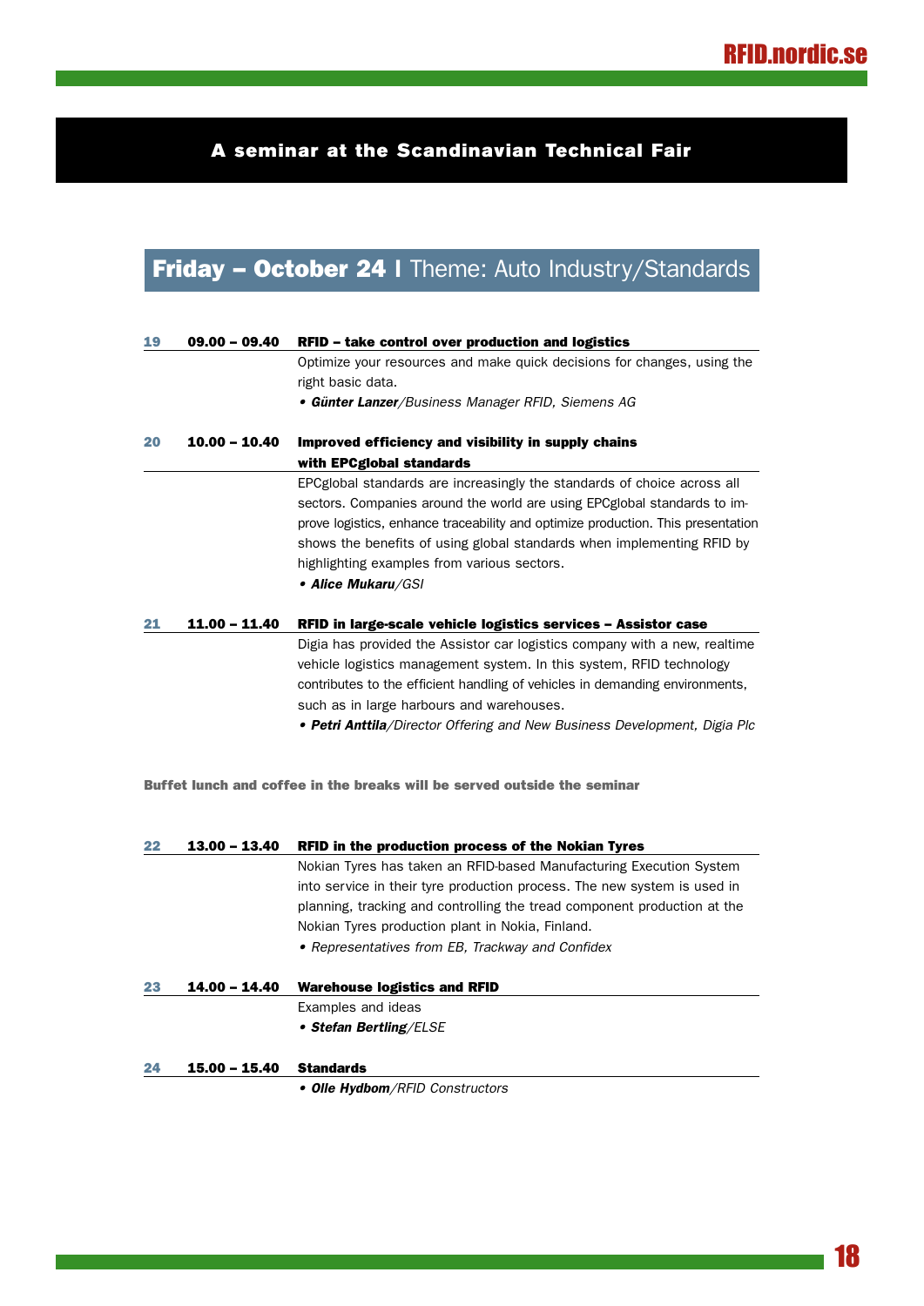## A seminar at the Scandinavian Technical Fair

## Friday – October 24 | Theme: Auto Industry/Standards

**19 09.00 – 09.40 RFID – take control over production and logistics**

Optimize your resources and make quick decisions for changes, using the right basic data.

• ***Günter Lanzer****/Business Manager RFID, Siemens AG*

**20 10.00 – 10.40 Improved efficiency and visibility in supply chains with EPCglobal standards**

EPCglobal standards are increasingly the standards of choice across all sectors. Companies around the world are using EPCglobal standards to improve logistics, enhance traceability and optimize production. This presentation shows the benefits of using global standards when implementing RFID by highlighting examples from various sectors.

• ***Alice Mukaru****/GSI*

**21 11.00 – 11.40 RFID in large-scale vehicle logistics services – Assistor case**

Digia has provided the Assistor car logistics company with a new, realtime vehicle logistics management system. In this system, RFID technology contributes to the efficient handling of vehicles in demanding environments, such as in large harbours and warehouses.

• ***Petri Anttila****/Director Offering and New Business Development, Digia Plc*

**Buffet lunch and coffee in the breaks will be served outside the seminar**

**22 13.00 – 13.40 RFID in the production process of the Nokian Tyres**

Nokian Tyres has taken an RFID-based Manufacturing Execution System into service in their tyre production process. The new system is used in planning, tracking and controlling the tread component production at the Nokian Tyres production plant in Nokia, Finland.

• *Representatives from EB, Trackway and Confidex*

**23 14.00 – 14.40 Warehouse logistics and RFID**

Examples and ideas

• ***Stefan Bertling****/ELSE*

**24 15.00 – 15.40 Standards**

• ***Olle Hydbom****/RFID Constructors*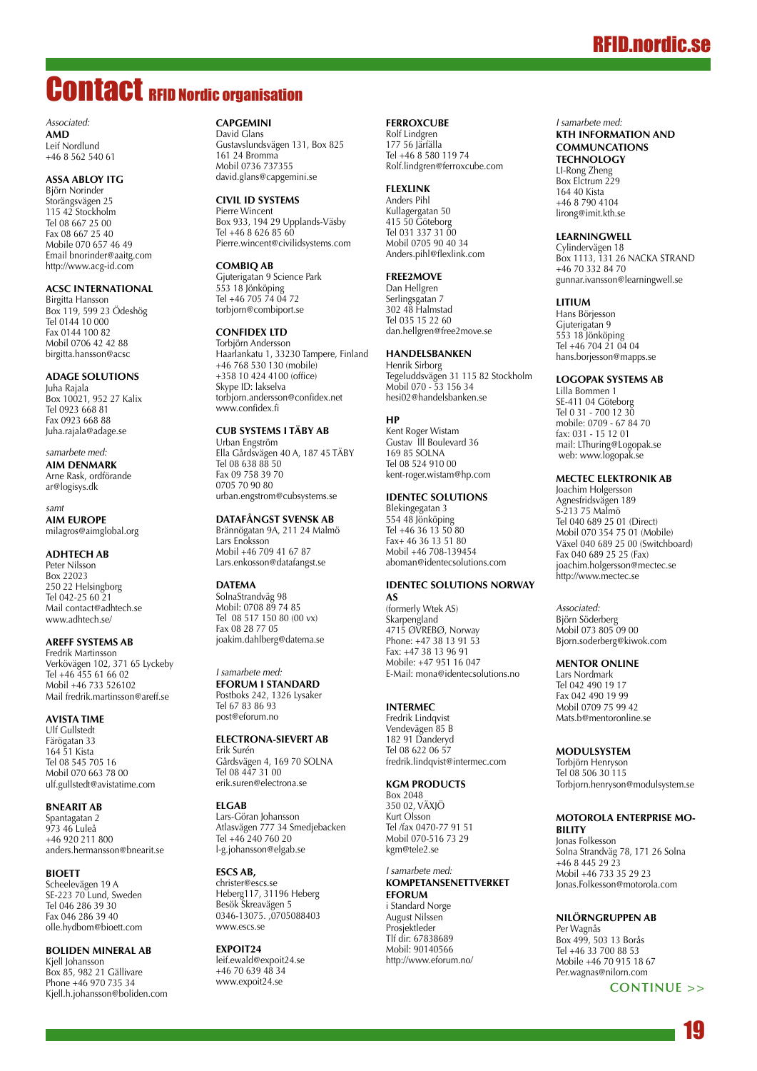# Contact RFID Nordic organisation

*Associated:*
**AMD**
Leif Nordlund
+46 8 562 540 61

**ASSA ABLOY ITG**
Björn Norinder
Storängsvägen 25
115 42 Stockholm
Tel 08 667 25 00
Fax 08 667 25 40
Mobile 070 657 46 49
Email bnorinder@aaitg.com
http://www.acg-id.com

**ACSC INTERNATIONAL**
Birgitta Hansson
Box 119, 599 23 Ödeshög
Tel 0144 10 000
Fax 0144 100 82
Mobil 0706 42 42 88
birgitta.hansson@acsc

**ADAGE SOLUTIONS**
Juha Rajala
Box 10021, 952 27 Kalix
Tel 0923 668 81
Fax 0923 668 88
Juha.rajala@adage.se

*samarbete med:*
**AIM DENMARK**
Arne Rask, ordförande
ar@logisys.dk

*samt*
**AIM EUROPE**
milagros@aimglobal.org

**ADHTECH AB**
Peter Nilsson
Box 22023
250 22 Helsingborg
Tel 042-25 60 21
Mail contact@adhtech.se
www.adhtech.se/

**AREFF SYSTEMS AB**
Fredrik Martinsson
Verkövägen 102, 371 65 Lyckeby
Tel +46 455 61 66 02
Mobil +46 733 526102
Mail fredrik.martinsson@areff.se

**AVISTA TIME**
Ulf Gullstedt
Färögatan 33
164 51 Kista
Tel 08 545 705 16
Mobil 070 663 78 00
ulf.gullstedt@avistatime.com

**BNEARIT AB**
Spantagatan 2
973 46 Luleå
+46 920 211 800
anders.hermansson@bnearit.se

**BIOETT**
Scheelevägen 19 A
SE-223 70 Lund, Sweden
Tel 046 286 39 30
Fax 046 286 39 40
olle.hydbom@bioett.com

**BOLIDEN MINERAL AB**
Kjell Johansson
Box 85, 982 21 Gällivare
Phone +46 970 735 34
Kjell.h.johansson@boliden.com

**CAPGEMINI**
David Glans
Gustavslundsvägen 131, Box 825
161 24 Bromma
Mobil 0736 737355
david.glans@capgemini.se

**CIVIL ID SYSTEMS**
Pierre Wincent
Box 933, 194 29 Upplands-Väsby
Tel +46 8 626 85 60
Pierre.wincent@civilidsystems.com

**COMBIQ AB**
Gjuterigatan 9 Science Park
553 18 Jönköping
Tel +46 705 74 04 72
torbjorn@combiport.se

**CONFIDEX LTD**
Torbjörn Andersson
Haarlankatu 1, 33230 Tampere, Finland
+46 768 530 130 (mobile)
+358 10 424 4100 (office)
Skype ID: lakselva
torbjorn.andersson@confidex.net
www.confidex.fi

**CUB SYSTEMS I TÄBY AB**
Urban Engström
Ella Gårdsvägen 40 A, 187 45 TÄBY
Tel 08 638 88 50
Fax 09 758 39 70
0705 70 90 80
urban.engstrom@cubsystems.se

**DATAFÅNGST SVENSK AB**
Brännögatan 9A, 211 24 Malmö
Lars Enoksson
Mobil +46 709 41 67 87
Lars.enkosson@datafangst.se

**DATEMA**
SolnaStrandväg 98
Mobil: 0708 89 74 85
Tel 08 517 150 80 (00 vx)
Fax 08 28 77 05
joakim.dahlberg@datema.se

*I samarbete med:*
**EFORUM I STANDARD**
Postboks 242, 1326 Lysaker
Tel 67 83 86 93
post@eforum.no

**ELECTRONA-SIEVERT AB**
Erik Surén
Gårdsvägen 4, 169 70 SOLNA
Tel 08 447 31 00
erik.suren@electrona.se

**ELGAB**
Lars-Göran Johansson
Atlasvägen 777 34 Smedjebacken
Tel +46 240 760 20
l-g.johansson@elgab.se

**ESCS AB,**
christer@escs.se
Heberg117, 31196 Heberg
Besök Skreavägen 5
0346-13075. ,0705088403
www.escs.se

**EXPOIT24**
leif.ewald@expoit24.se
+46 70 639 48 34
www.expoit24.se

**FERROXCUBE**
Rolf Lindgren
177 56 Järfälla
Tel +46 8 580 119 74
Rolf.lindgren@ferroxcube.com

**FLEXLINK**
Anders Pihl
Kullagergatan 50
415 50 Göteborg
Tel 031 337 31 00
Mobil 0705 90 40 34
Anders.pihl@flexlink.com

**FREE2MOVE**
Dan Hellgren
Serlingsgatan 7
302 48 Halmstad
Tel 035 15 22 60
dan.hellgren@free2move.se

**HANDELSBANKEN**
Henrik Sirborg
Tegeluddsvägen 31 115 82 Stockholm
Mobil 070 - 53 156 34
hesi02@handelsbanken.se

**HP**
Kent Roger Wistam
Gustav III Boulevard 36
169 85 SOLNA
Tel 08 524 910 00
kent-roger.wistam@hp.com

**IDENTEC SOLUTIONS**
Blekingegatan 3
554 48 Jönköping
Tel +46 36 13 50 80
Fax+ 46 36 13 51 80
Mobil +46 708-139454
aboman@identecsolutions.com

**IDENTEC SOLUTIONS NORWAY AS**
(formerly Wtek AS)
Skarpengland
4715 ØVREBØ, Norway
Phone: +47 38 13 91 53
Fax: +47 38 13 96 91
Mobile: +47 951 16 047
E-Mail: mona@identecsolutions.no

**INTERMEC**
Fredrik Lindqvist
Vendevägen 85 B
182 91 Danderyd
Tel 08 622 06 57
fredrik.lindqvist@intermec.com

**KGM PRODUCTS**
Box 2048
350 02, VÄXJÖ
Kurt Olsson
Tel /fax 0470-77 91 51
Mobil 070-516 73 29
kgm@tele2.se

*I samarbete med:*
**KOMPETANSENETTVERKET EFORUM**
i Standard Norge
August Nilssen
Prosjektleder
Tlf dir: 67838689
Mobil: 90140566
http://www.eforum.no/

*I samarbete med:*
**KTH INFORMATION AND COMMUNICATIONS TECHNOLOGY**
LI-Rong Zheng
Box Elctrum 229
164 40 Kista
+46 8 790 4104
lirong@imit.kth.se

**LEARNINGWELL**
Cylindervägen 18
Box 1113, 131 26 NACKA STRAND
+46 70 332 84 70
gunnar.ivansson@learningwell.se

**LITIUM**
Hans Börjesson
Gjuterigatan 9
553 18 Jönköping
Tel +46 704 21 04 04
hans.borjesson@mapps.se

**LOGOPAK SYSTEMS AB**
Lilla Bommen 1
SE-411 04 Göteborg
Tel 0 31 - 700 12 30
mobile: 0709 - 67 84 70
fax: 031 - 15 12 01
mail: LThuring@Logopak.se
web: www.logopak.se

**MECTEC ELEKTRONIK AB**
Joachim Holgersson
Agnesfridsvägen 189
S-213 75 Malmö
Tel 040 689 25 01 (Direct)
Mobil 070 354 75 01 (Mobile)
Växel 040 689 25 00 (Switchboard)
Fax 040 689 25 25 (Fax)
joachim.holgersson@mectec.se
http://www.mectec.se

*Associated:*
Björn Söderberg
Mobil 073 805 09 00
Bjorn.soderberg@kiwok.com

**MENTOR ONLINE**
Lars Nordmark
Tel 042 490 19 17
Fax 042 490 19 99
Mobil 0709 75 99 42
Mats.b@mentoronline.se

**MODULSYSTEM**
Torbjörn Henryson
Tel 08 506 30 115
Torbjorn.henryson@modulsystem.se

**MOTOROLA ENTERPRISE MOBILITY**
Jonas Folkesson
Solna Strandväg 78, 171 26 Solna
+46 8 445 29 23
Mobil +46 733 35 29 23
Jonas.Folkesson@motorola.com

**NILÖRNGRUPPEN AB**
Per Wagnås
Box 499, 503 13 Borås
Tel +46 33 700 88 53
Mobile +46 70 915 18 67
Per.wagnas@nilorn.com

CONTINUE >>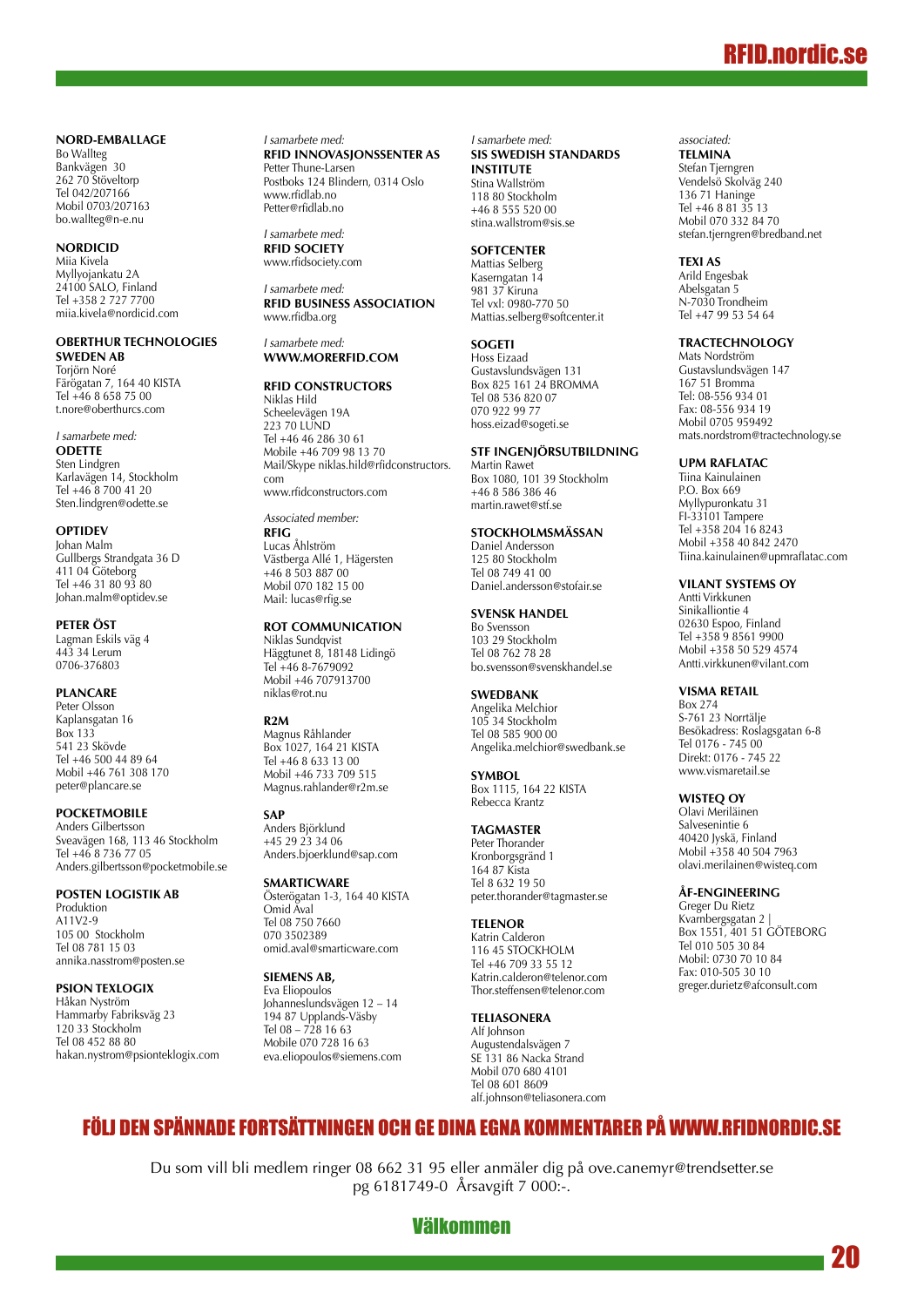**NORD-EMBALLAGE**
Bo Wallteg
Bankvägen 30
262 70 Stöveltorp
Tel 042/207166
Mobil 0703/207163
bo.wallteg@n-e.nu

**NORDICID**
Miia Kivela
Myllyojankatu 2A
24100 SALO, Finland
Tel +358 2 727 7700
miia.kivela@nordicid.com

**OBERTHUR TECHNOLOGIES SWEDEN AB**
Torjörn Noré
Färögatan 7, 164 40 KISTA
Tel +46 8 658 75 00
t.nore@oberthurcs.com

*I samarbete med:*
**ODETTE**
Sten Lindgren
Karlavägen 14, Stockholm
Tel +46 8 700 41 20
Sten.lindgren@odette.se

**OPTIDEV**
Johan Malm
Gullbergs Strandgata 36 D
411 04 Göteborg
Tel +46 31 80 93 80
Johan.malm@optidev.se

**PETER ÖST**
Lagman Eskils väg 4
443 34 Lerum
0706-376803

**PLANCARE**
Peter Olsson
Kaplansgatan 16
Box 133
541 23 Skövde
Tel +46 500 44 89 64
Mobil +46 761 308 170
peter@plancare.se

**POCKETMOBILE**
Anders Gilbertsson
Sveavägen 168, 113 46 Stockholm
Tel +46 8 736 77 05
Anders.gilbertsson@pocketmobile.se

**POSTEN LOGISTIK AB**
Produktion
A11V2-9
105 00 Stockholm
Tel 08 781 15 03
annika.nasstrom@posten.se

**PSION TEXLOGIX**
Håkan Nyström
Hammarby Fabriksväg 23
120 33 Stockholm
Tel 08 452 88 80
hakan.nystrom@psionteklogix.com

*I samarbete med:*
**RFID INNOVASJONSSENTER AS**
Petter Thune-Larsen
Postboks 124 Blindern, 0314 Oslo
www.rfidlab.no
Petter@rfidlab.no

*I samarbete med:*
**RFID SOCIETY**
www.rfidsociety.com

*I samarbete med:*
**RFID BUSINESS ASSOCIATION**
www.rfidba.org

*I samarbete med:*
**WWW.MORERFID.COM**

**RFID CONSTRUCTORS**
Niklas Hild
Scheelevägen 19A
223 70 LUND
Tel +46 46 286 30 61
Mobile +46 709 98 13 70
Mail/Skype niklas.hild@rfidconstructors.com
www.rfidconstructors.com

*Associated member:*
**RFIG**
Lucas Åhlström
Västberga Allé 1, Hägersten
+46 8 503 887 00
Mobil 070 182 15 00
Mail: lucas@rfig.se

**ROT COMMUNICATION**
Niklas Sundqvist
Häggtunet 8, 18148 Lidingö
Tel +46 8-7679092
Mobil +46 707913700
niklas@rot.nu

**R2M**
Magnus Råhlander
Box 1027, 164 21 KISTA
Tel +46 8 633 13 00
Mobil +46 733 709 515
Magnus.rahlander@r2m.se

**SAP**
Anders Björklund
+45 29 23 34 06
Anders.bjoerklund@sap.com

**SMARTICWARE**
Österögatan 1-3, 164 40 KISTA
Omid Aval
Tel 08 750 7660
070 3502389
omid.aval@smarticware.com

**SIEMENS AB,**
Eva Eliopoulos
Johanneslundsvägen 12 – 14
194 87 Upplands-Väsby
Tel 08 – 728 16 63
Mobile 070 728 16 63
eva.eliopoulos@siemens.com

*I samarbete med:*
**SIS SWEDISH STANDARDS INSTITUTE**
Stina Wallström
118 80 Stockholm
+46 8 555 520 00
stina.wallstrom@sis.se

**SOFTCENTER**
Mattias Selberg
Kaserngatan 14
981 37 Kiruna
Tel vxl: 0980-770 50
Mattias.selberg@softcenter.it

**SOGETI**
Hoss Eizaad
Gustavslundsvägen 131
Box 825 161 24 BROMMA
Tel 08 536 820 07
070 922 99 77
hoss.eizad@sogeti.se

**STF INGENJÖRSUTBILDNING**
Martin Rawet
Box 1080, 101 39 Stockholm
+46 8 586 386 46
martin.rawet@stf.se

**STOCKHOLMSMÄSSAN**
Daniel Andersson
125 80 Stockholm
Tel 08 749 41 00
Daniel.andersson@stofair.se

**SVENSK HANDEL**
Bo Svensson
103 29 Stockholm
Tel 08 762 78 28
bo.svensson@svenskhandel.se

**SWEDBANK**
Angelika Melchior
105 34 Stockholm
Tel 08 585 900 00
Angelika.melchior@swedbank.se

**SYMBOL**
Box 1115, 164 22 KISTA
Rebecca Krantz

**TAGMASTER**
Peter Thorander
Kronborgsgränd 1
164 87 Kista
Tel 8 632 19 50
peter.thorander@tagmaster.se

**TELENOR**
Katrin Calderon
116 45 STOCKHOLM
Tel +46 709 33 55 12
Katrin.calderon@telenor.com
Thor.steffensen@telenor.com

**TELIASONERA**
Alf Johnson
Augustendalsvägen 7
SE 131 86 Nacka Strand
Mobil 070 680 4101
Tel 08 601 8609
alf.johnson@teliasonera.com

*associated:*
**TELMINA**
Stefan Tjerngren
Vendelsö Skolväg 240
136 71 Haninge
Tel +46 8 81 35 13
Mobil 070 332 84 70
stefan.tjerngren@bredband.net

**TEXI AS**
Arild Engesbak
Abelsgatan 5
N-7030 Trondheim
Tel +47 99 53 54 64

**TRACTECHNOLOGY**
Mats Nordström
Gustavslundsvägen 147
167 51 Bromma
Tel: 08-556 934 01
Fax: 08-556 934 19
Mobil 0705 959492
mats.nordstrom@tractechnology.se

**UPM RAFLATAC**
Tiina Kainulainen
P.O. Box 669
Myllypuronkatu 31
FI-33101 Tampere
Tel +358 204 16 8243
Mobil +358 40 842 2470
Tiina.kainulainen@upmraflatac.com

**VILANT SYSTEMS OY**
Antti Virkkunen
Sinikalliontie 4
02630 Espoo, Finland
Tel +358 9 8561 9900
Mobil +358 50 529 4574
Antti.virkkunen@vilant.com

**VISMA RETAIL**
Box 274
S-761 23 Norrtälje
Besökadress: Roslagsgatan 6-8
Tel 0176 - 745 00
Direkt: 0176 - 745 22
www.vismaretail.se

**WISTEQ OY**
Olavi Meriläinen
Salvesenintie 6
40420 Jyskä, Finland
Mobil +358 40 504 7963
olavi.merilainen@wisteq.com

**ÅF-ENGINEERING**
Greger Du Rietz
Kvarnbergsgatan 2 |
Box 1551, 401 51 GÖTEBORG
Tel 010 505 30 84
Mobil: 0730 70 10 84
Fax: 010-505 30 10
greger.durietz@afconsult.com

## FÖLJ DEN SPÄNNADE FORTSÄTTNINGEN OCH GE DINA EGNA KOMMENTARER PÅ WWW.RFIDNORDIC.SE

Du som vill bli medlem ringer 08 662 31 95 eller anmäler dig på ove.canemyr@trendsetter.se pg 6181749-0 Årsavgift 7 000:-.

## Välkommen